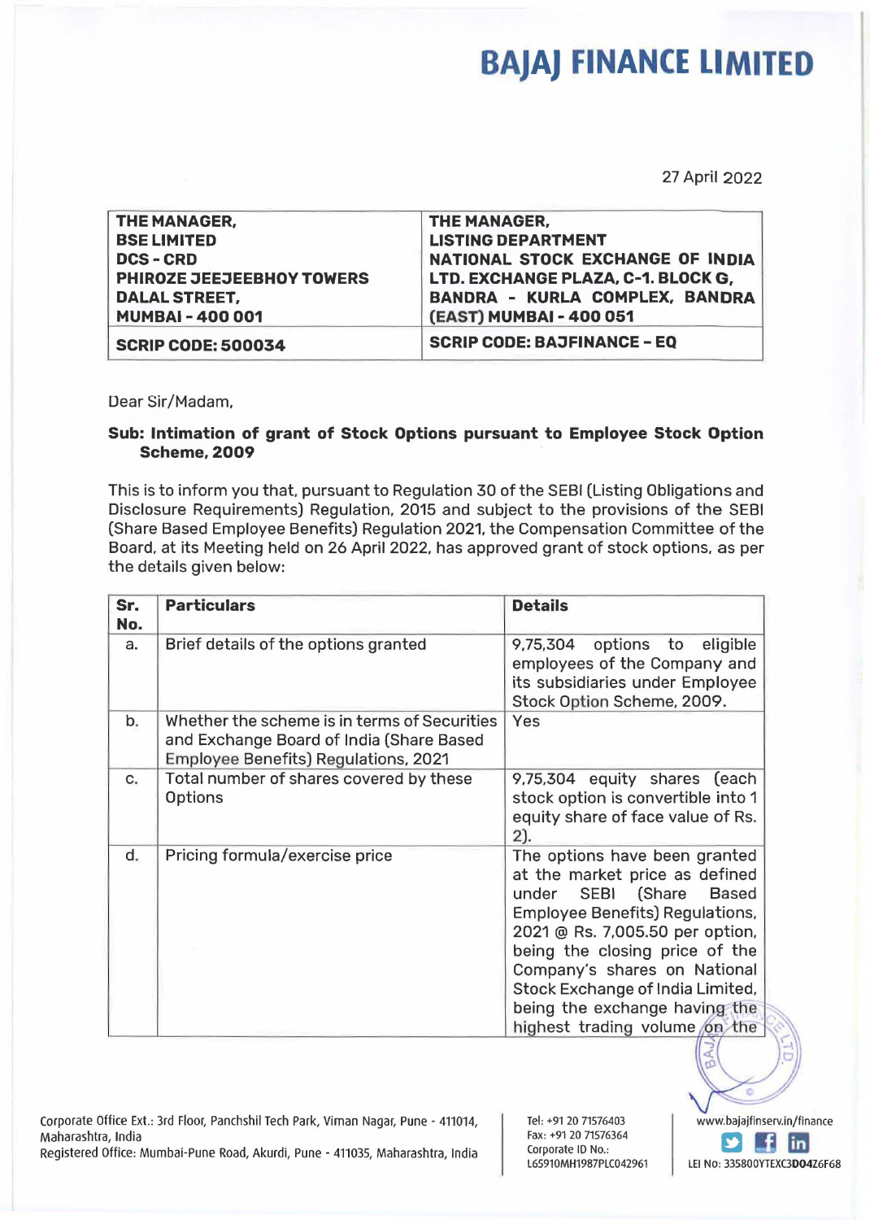# BAJAJ FINANCE LIMITED

27 April 2022

| | |
|---|---|
| **THE MANAGER,**<br>**BSE LIMITED**<br>**DCS - CRD**<br>**PHIROZE JEEJEEBHOY TOWERS**<br>**DALAL STREET,**<br>**MUMBAI - 400 001** | **THE MANAGER,**<br>**LISTING DEPARTMENT**<br>**NATIONAL STOCK EXCHANGE OF INDIA LTD. EXCHANGE PLAZA, C-1. BLOCK G, BANDRA - KURLA COMPLEX, BANDRA (EAST) MUMBAI - 400 051** |
| **SCRIP CODE: 500034** | **SCRIP CODE: BAJFINANCE - EQ** |

Dear Sir/Madam,

**Sub: Intimation of grant of Stock Options pursuant to Employee Stock Option Scheme, 2009**

This is to inform you that, pursuant to Regulation 30 of the SEBI (Listing Obligations and Disclosure Requirements) Regulation, 2015 and subject to the provisions of the SEBI (Share Based Employee Benefits) Regulation 2021, the Compensation Committee of the Board, at its Meeting held on 26 April 2022, has approved grant of stock options, as per the details given below:

| Sr. No. | Particulars | Details |
|---|---|---|
| a. | Brief details of the options granted | 9,75,304 options to eligible employees of the Company and its subsidiaries under Employee Stock Option Scheme, 2009. |
| b. | Whether the scheme is in terms of Securities and Exchange Board of India (Share Based Employee Benefits) Regulations, 2021 | Yes |
| c. | Total number of shares covered by these Options | 9,75,304 equity shares (each stock option is convertible into 1 equity share of face value of Rs. 2). |
| d. | Pricing formula/exercise price | The options have been granted at the market price as defined under SEBI (Share Based Employee Benefits) Regulations, 2021 @ Rs. 7,005.50 per option, being the closing price of the Company's shares on National Stock Exchange of India Limited, being the exchange having the highest trading volume on the |

Corporate Office Ext.: 3rd Floor, Panchshil Tech Park, Viman Nagar, Pune - 411014, Maharashtra, India
Registered Office: Mumbai-Pune Road, Akurdi, Pune - 411035, Maharashtra, India

Tel: +91 20 71576403
Fax: +91 20 71576364
Corporate ID No.: L65910MH1987PLC042961

www.bajajfinserv.in/finance

LEI No: 335800YTEXC3D04Z6F68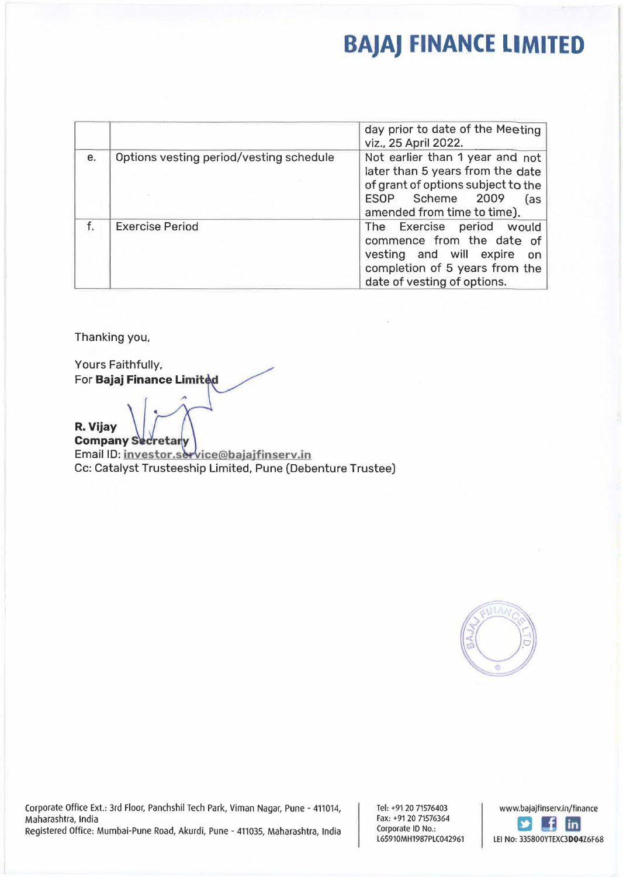| | | |
|---|---|---|
| | | day prior to date of the Meeting viz., 25 April 2022. |
| e. | Options vesting period/vesting schedule | Not earlier than 1 year and not later than 5 years from the date of grant of options subject to the ESOP Scheme 2009 (as amended from time to time). |
| f. | Exercise Period | The Exercise period would commence from the date of vesting and will expire on completion of 5 years from the date of vesting of options. |

Thanking you,

Yours Faithfully,
For **Bajaj Finance Limited**

**R. Vijay**
**Company Secretary**
Email ID: investor.service@bajajfinserv.in
Cc: Catalyst Trusteeship Limited, Pune (Debenture Trustee)